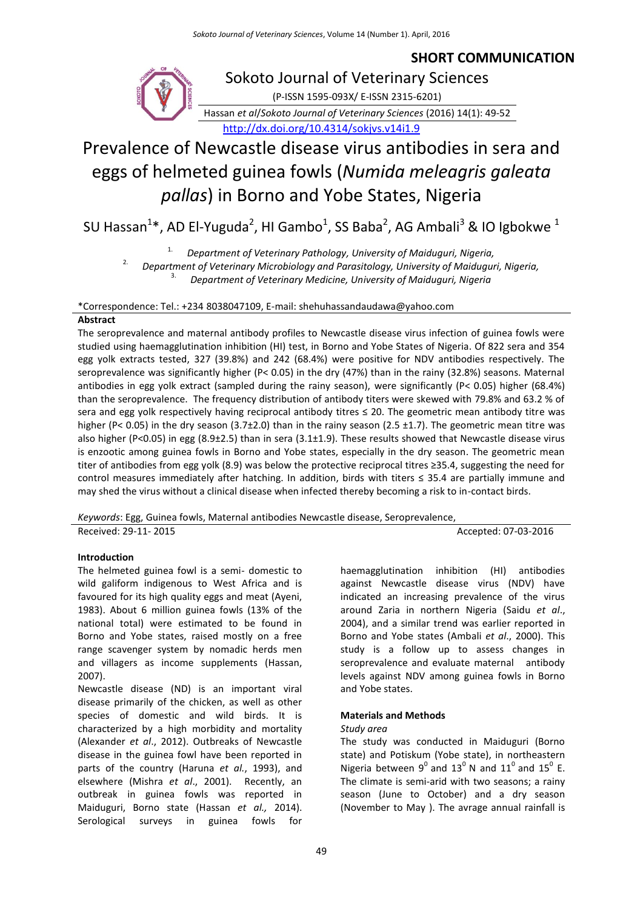**SHORT COMMUNICATION**

Sokoto Journal of Veterinary Sciences

(P-ISSN 1595-093X/ E-ISSN 2315-6201)

Hassan *et al*/Sokoto Journal of Veterinary Sciences (2016) 14(1): 49-52

http://dx.doi.org/10.4314/sokjvs.v14i1.9

# Prevalence of Newcastle disease virus antibodies in sera and eggs of helmeted guinea fowls (*Numida meleagris galeata pallas*) in Borno and Yobe States, Nigeria

SU Hassan[1]*, AD El-Yuguda[2], HI Gambo[1], SS Baba[2], AG Ambali[3] & IO Igbokwe [1]

1. *Department of Veterinary Pathology, University of Maiduguri, Nigeria,*
2. *Department of Veterinary Microbiology and Parasitology, University of Maiduguri, Nigeria,*
3. *Department of Veterinary Medicine, University of Maiduguri, Nigeria*

*Correspondence: Tel.: +234 8038047109, E-mail: shehuhassandaudawa@yahoo.com

**Abstract**

The seroprevalence and maternal antibody profiles to Newcastle disease virus infection of guinea fowls were studied using haemagglutination inhibition (HI) test, in Borno and Yobe States of Nigeria. Of 822 sera and 354 egg yolk extracts tested, 327 (39.8%) and 242 (68.4%) were positive for NDV antibodies respectively. The seroprevalence was significantly higher ($P < 0.05$) in the dry (47%) than in the rainy (32.8%) seasons. Maternal antibodies in egg yolk extract (sampled during the rainy season), were significantly ($P < 0.05$) higher (68.4%) than the seroprevalence. The frequency distribution of antibody titers were skewed with 79.8% and 63.2 % of sera and egg yolk respectively having reciprocal antibody titres ≤ 20. The geometric mean antibody titre was higher ($P < 0.05$) in the dry season (3.7±2.0) than in the rainy season (2.5 ±1.7). The geometric mean titre was also higher ($P<0.05$) in egg (8.9±2.5) than in sera (3.1±1.9). These results showed that Newcastle disease virus is enzootic among guinea fowls in Borno and Yobe states, especially in the dry season. The geometric mean titer of antibodies from egg yolk (8.9) was below the protective reciprocal titres ≥35.4, suggesting the need for control measures immediately after hatching. In addition, birds with titers ≤ 35.4 are partially immune and may shed the virus without a clinical disease when infected thereby becoming a risk to in-contact birds.

*Keywords*: Egg, Guinea fowls, Maternal antibodies Newcastle disease, Seroprevalence,

Received: 29-11- 2015 Accepted: 07-03-2016

## Introduction

The helmeted guinea fowl is a semi- domestic to wild galiform indigenous to West Africa and is favoured for its high quality eggs and meat (Ayeni, 1983). About 6 million guinea fowls (13% of the national total) were estimated to be found in Borno and Yobe states, raised mostly on a free range scavenger system by nomadic herds men and villagers as income supplements (Hassan, 2007).

Newcastle disease (ND) is an important viral disease primarily of the chicken, as well as other species of domestic and wild birds. It is characterized by a high morbidity and mortality (Alexander *et al*., 2012). Outbreaks of Newcastle disease in the guinea fowl have been reported in parts of the country (Haruna *et al.*, 1993), and elsewhere (Mishra *et al*., 2001). Recently, an outbreak in guinea fowls was reported in Maiduguri, Borno state (Hassan *et al.,* 2014). Serological surveys in guinea fowls for haemagglutination inhibition (HI) antibodies against Newcastle disease virus (NDV) have indicated an increasing prevalence of the virus around Zaria in northern Nigeria (Saidu *et al*., 2004), and a similar trend was earlier reported in Borno and Yobe states (Ambali *et al*., 2000). This study is a follow up to assess changes in seroprevalence and evaluate maternal antibody levels against NDV among guinea fowls in Borno and Yobe states.

## Materials and Methods

### *Study area*

The study was conducted in Maiduguri (Borno state) and Potiskum (Yobe state), in northeastern Nigeria between $9^0$ and $13^0$ N and $11^0$ and $15^0$ E. The climate is semi-arid with two seasons; a rainy season (June to October) and a dry season (November to May ). The avrage annual rainfall is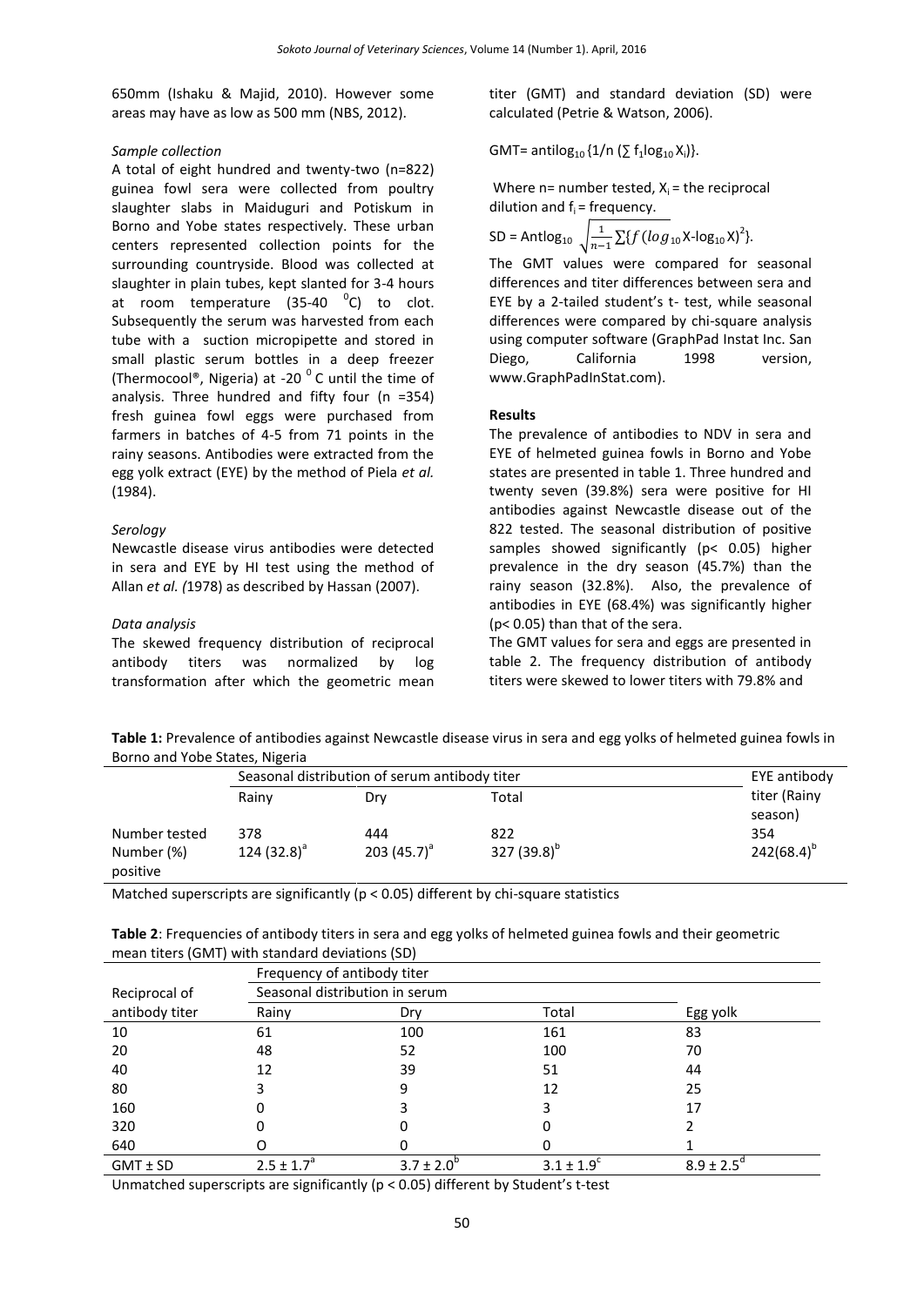650mm (Ishaku & Majid, 2010). However some areas may have as low as 500 mm (NBS, 2012).

*Sample collection*

A total of eight hundred and twenty-two (n=822) guinea fowl sera were collected from poultry slaughter slabs in Maiduguri and Potiskum in Borno and Yobe states respectively. These urban centers represented collection points for the surrounding countryside. Blood was collected at slaughter in plain tubes, kept slanted for 3-4 hours at room temperature (35-40 $^0$C) to clot. Subsequently the serum was harvested from each tube with a suction micropipette and stored in small plastic serum bottles in a deep freezer (Thermocool®, Nigeria) at -20 $^0$ C until the time of analysis. Three hundred and fifty four (n =354) fresh guinea fowl eggs were purchased from farmers in batches of 4-5 from 71 points in the rainy seasons. Antibodies were extracted from the egg yolk extract (EYE) by the method of Piela *et al.* (1984).

*Serology*

Newcastle disease virus antibodies were detected in sera and EYE by HI test using the method of Allan *et al. (*1978) as described by Hassan (2007).

*Data analysis*

The skewed frequency distribution of reciprocal antibody titers was normalized by log transformation after which the geometric mean titer (GMT) and standard deviation (SD) were calculated (Petrie & Watson, 2006).

GMT= antilog$_{10}$ {1/n ($\sum f_1 \log_{10} X_i$)}.

Where n= number tested, $X_i$ = the reciprocal dilution and $f_i$ = frequency.

SD = Antlog$_{10}$ $\sqrt{\frac{1}{n-1}\sum\{f(\log_{10} X - \log_{10} X)^2\}}$.

The GMT values were compared for seasonal differences and titer differences between sera and EYE by a 2-tailed student's t- test, while seasonal differences were compared by chi-square analysis using computer software (GraphPad Instat Inc. San Diego, California 1998 version, www.GraphPadInStat.com).

**Results**

The prevalence of antibodies to NDV in sera and EYE of helmeted guinea fowls in Borno and Yobe states are presented in table 1. Three hundred and twenty seven (39.8%) sera were positive for HI antibodies against Newcastle disease out of the 822 tested. The seasonal distribution of positive samples showed significantly ($p < 0.05$) higher prevalence in the dry season (45.7%) than the rainy season (32.8%). Also, the prevalence of antibodies in EYE (68.4%) was significantly higher ($p < 0.05$) than that of the sera.

The GMT values for sera and eggs are presented in table 2. The frequency distribution of antibody titers were skewed to lower titers with 79.8% and

**Table 1:** Prevalence of antibodies against Newcastle disease virus in sera and egg yolks of helmeted guinea fowls in Borno and Yobe States, Nigeria

| | Seasonal distribution of serum antibody titer | | | EYE antibody titer (Rainy season) |
|---|---|---|---|---|
| | Rainy | Dry | Total | |
| Number tested | 378 | 444 | 822 | 354 |
| Number (%) positive | 124 (32.8)$^a$ | 203 (45.7)$^a$ | 327 (39.8)$^b$ | 242(68.4)$^b$ |

Matched superscripts are significantly ($p < 0.05$) different by chi-square statistics

**Table 2**: Frequencies of antibody titers in sera and egg yolks of helmeted guinea fowls and their geometric mean titers (GMT) with standard deviations (SD)

| Reciprocal of antibody titer | Frequency of antibody titer | | | |
|---|---|---|---|---|
| | Seasonal distribution in serum | | | |
| | Rainy | Dry | Total | Egg yolk |
| 10 | 61 | 100 | 161 | 83 |
| 20 | 48 | 52 | 100 | 70 |
| 40 | 12 | 39 | 51 | 44 |
| 80 | 3 | 9 | 12 | 25 |
| 160 | 0 | 3 | 3 | 17 |
| 320 | 0 | 0 | 0 | 2 |
| 640 | O | 0 | 0 | 1 |
| GMT ± SD | 2.5 ± 1.7$^a$ | 3.7 ± 2.0$^b$ | 3.1 ± 1.9$^c$ | 8.9 ± 2.5$^d$ |

Unmatched superscripts are significantly ($p < 0.05$) different by Student's t-test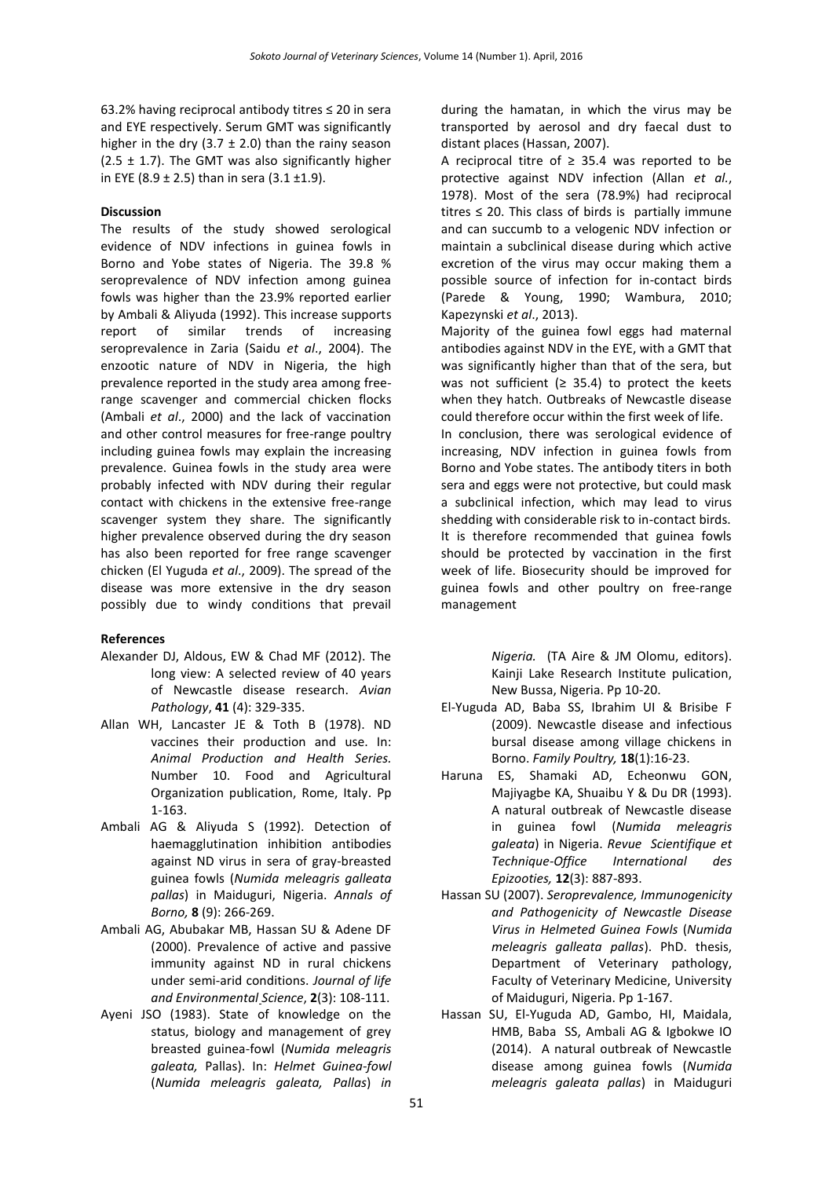63.2% having reciprocal antibody titres ≤ 20 in sera and EYE respectively. Serum GMT was significantly higher in the dry (3.7 ± 2.0) than the rainy season (2.5 ± 1.7). The GMT was also significantly higher in EYE (8.9 ± 2.5) than in sera (3.1 ±1.9).

**Discussion**

The results of the study showed serological evidence of NDV infections in guinea fowls in Borno and Yobe states of Nigeria. The 39.8 % seroprevalence of NDV infection among guinea fowls was higher than the 23.9% reported earlier by Ambali & Aliyuda (1992). This increase supports report of similar trends of increasing seroprevalence in Zaria (Saidu *et al*., 2004). The enzootic nature of NDV in Nigeria, the high prevalence reported in the study area among free-range scavenger and commercial chicken flocks (Ambali *et al*., 2000) and the lack of vaccination and other control measures for free-range poultry including guinea fowls may explain the increasing prevalence. Guinea fowls in the study area were probably infected with NDV during their regular contact with chickens in the extensive free-range scavenger system they share. The significantly higher prevalence observed during the dry season has also been reported for free range scavenger chicken (El Yuguda *et al*., 2009). The spread of the disease was more extensive in the dry season possibly due to windy conditions that prevail during the hamatan, in which the virus may be transported by aerosol and dry faecal dust to distant places (Hassan, 2007).

A reciprocal titre of ≥ 35.4 was reported to be protective against NDV infection (Allan *et al.*, 1978). Most of the sera (78.9%) had reciprocal titres ≤ 20. This class of birds is partially immune and can succumb to a velogenic NDV infection or maintain a subclinical disease during which active excretion of the virus may occur making them a possible source of infection for in-contact birds (Parede & Young, 1990; Wambura, 2010; Kapezynski *et al*., 2013).

Majority of the guinea fowl eggs had maternal antibodies against NDV in the EYE, with a GMT that was significantly higher than that of the sera, but was not sufficient (≥ 35.4) to protect the keets when they hatch. Outbreaks of Newcastle disease could therefore occur within the first week of life.

In conclusion, there was serological evidence of increasing, NDV infection in guinea fowls from Borno and Yobe states. The antibody titers in both sera and eggs were not protective, but could mask a subclinical infection, which may lead to virus shedding with considerable risk to in-contact birds. It is therefore recommended that guinea fowls should be protected by vaccination in the first week of life. Biosecurity should be improved for guinea fowls and other poultry on free-range management

**References**

- Alexander DJ, Aldous, EW & Chad MF (2012). The long view: A selected review of 40 years of Newcastle disease research. *Avian Pathology*, **41** (4): 329-335.
- Allan WH, Lancaster JE & Toth B (1978). ND vaccines their production and use. In: *Animal Production and Health Series.* Number 10. Food and Agricultural Organization publication, Rome, Italy. Pp 1-163.
- Ambali AG & Aliyuda S (1992). Detection of haemagglutination inhibition antibodies against ND virus in sera of gray-breasted guinea fowls (*Numida meleagris galleata pallas*) in Maiduguri, Nigeria. *Annals of Borno,* **8** (9): 266-269.
- Ambali AG, Abubakar MB, Hassan SU & Adene DF (2000). Prevalence of active and passive immunity against ND in rural chickens under semi-arid conditions. *Journal of life and Environmental Science*, **2**(3): 108-111.
- Ayeni JSO (1983). State of knowledge on the status, biology and management of grey breasted guinea-fowl (*Numida meleagris galeata,* Pallas). In: *Helmet Guinea-fowl* (*Numida meleagris galeata, Pallas*) *in Nigeria.* (TA Aire & JM Olomu, editors). Kainji Lake Research Institute pulication, New Bussa, Nigeria. Pp 10-20.
- El-Yuguda AD, Baba SS, Ibrahim UI & Brisibe F (2009). Newcastle disease and infectious bursal disease among village chickens in Borno. *Family Poultry,* **18**(1):16-23.
- Haruna ES, Shamaki AD, Echeonwu GON, Majiyagbe KA, Shuaibu Y & Du DR (1993). A natural outbreak of Newcastle disease in guinea fowl (*Numida meleagris galeata*) in Nigeria. *Revue Scientifique et Technique-Office International des Epizooties,* **12**(3): 887-893.
- Hassan SU (2007). *Seroprevalence, Immunogenicity and Pathogenicity of Newcastle Disease Virus in Helmeted Guinea Fowls* (*Numida meleagris galleata pallas*). PhD. thesis, Department of Veterinary pathology, Faculty of Veterinary Medicine, University of Maiduguri, Nigeria. Pp 1-167.
- Hassan SU, El-Yuguda AD, Gambo, HI, Maidala, HMB, Baba SS, Ambali AG & Igbokwe IO (2014). A natural outbreak of Newcastle disease among guinea fowls (*Numida meleagris galeata pallas*) in Maiduguri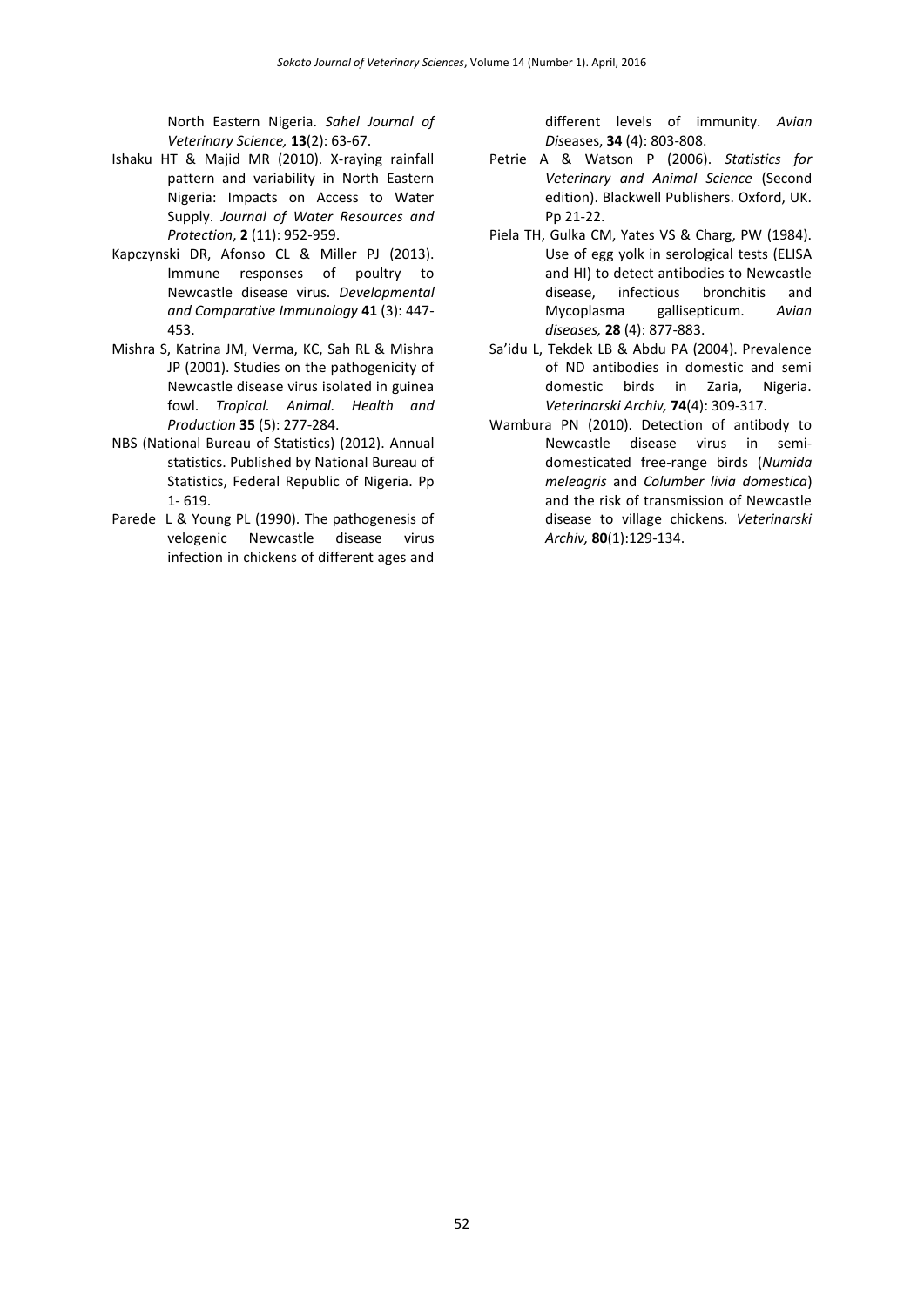North Eastern Nigeria. *Sahel Journal of Veterinary Science,* **13**(2): 63-67.

Ishaku HT & Majid MR (2010). X-raying rainfall pattern and variability in North Eastern Nigeria: Impacts on Access to Water Supply. *Journal of Water Resources and Protection*, **2** (11): 952-959.

Kapczynski DR, Afonso CL & Miller PJ (2013). Immune responses of poultry to Newcastle disease virus. *Developmental and Comparative Immunology* **41** (3): 447-453.

Mishra S, Katrina JM, Verma, KC, Sah RL & Mishra JP (2001). Studies on the pathogenicity of Newcastle disease virus isolated in guinea fowl. *Tropical. Animal. Health and Production* **35** (5): 277-284.

NBS (National Bureau of Statistics) (2012). Annual statistics. Published by National Bureau of Statistics, Federal Republic of Nigeria. Pp 1- 619.

Parede L & Young PL (1990). The pathogenesis of velogenic Newcastle disease virus infection in chickens of different ages and different levels of immunity. *Avian Dis*eases, **34** (4): 803-808.

Petrie A & Watson P (2006). *Statistics for Veterinary and Animal Science* (Second edition). Blackwell Publishers. Oxford, UK. Pp 21-22.

Piela TH, Gulka CM, Yates VS & Charg, PW (1984). Use of egg yolk in serological tests (ELISA and HI) to detect antibodies to Newcastle disease, infectious bronchitis and Mycoplasma gallisepticum. *Avian diseases,* **28** (4): 877-883.

Sa'idu L, Tekdek LB & Abdu PA (2004). Prevalence of ND antibodies in domestic and semi domestic birds in Zaria, Nigeria. *Veterinarski Archiv,* **74**(4): 309-317.

Wambura PN (2010). Detection of antibody to Newcastle disease virus in semi-domesticated free-range birds (*Numida meleagris* and *Columber livia domestica*) and the risk of transmission of Newcastle disease to village chickens. *Veterinarski Archiv,* **80**(1):129-134.